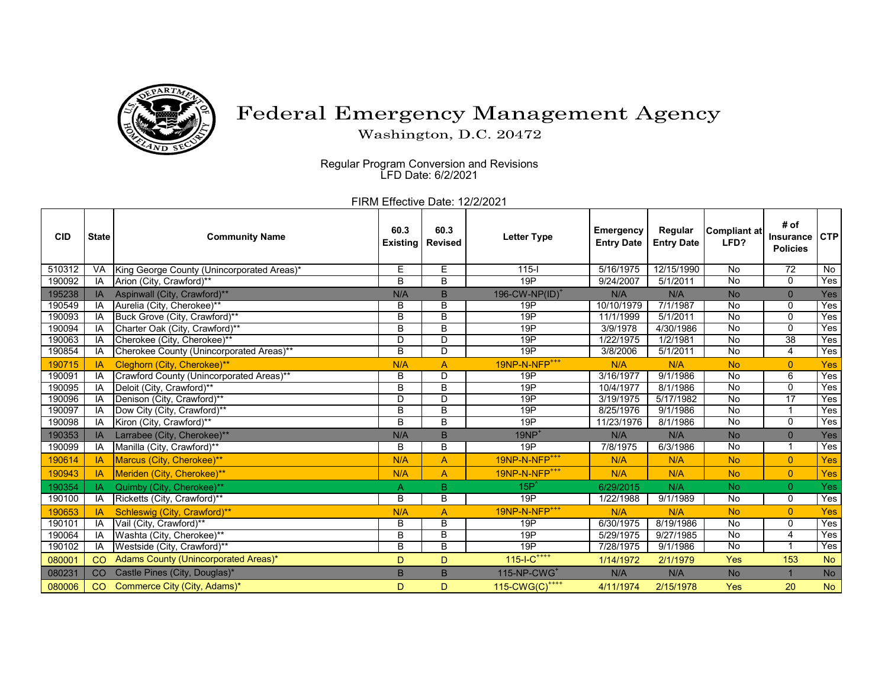# Federal Emergency Management Agency

Washington, D.C. 20472

Regular Program Conversion and Revisions
LFD Date: 6/2/2021

FIRM Effective Date: 12/2/2021

| CID | State | Community Name | 60.3 Existing | 60.3 Revised | Letter Type | Emergency Entry Date | Regular Entry Date | Compliant at LFD? | # of Insurance Policies | CTP |
|---|---|---|---|---|---|---|---|---|---|---|
| 510312 | VA | King George County (Unincorporated Areas)* | E | E | 115-I | 5/16/1975 | 12/15/1990 | No | 72 | No |
| 190092 | IA | Arion (City, Crawford)** | B | B | 19P | 9/24/2007 | 5/1/2011 | No | 0 | Yes |
| 195238 | IA | Aspinwall (City, Crawford)** | N/A | B | 196-CW-NP(ID)+ | N/A | N/A | No | 0 | Yes |
| 190549 | IA | Aurelia (City, Cherokee)** | B | B | 19P | 10/10/1979 | 7/1/1987 | No | 0 | Yes |
| 190093 | IA | Buck Grove (City, Crawford)** | B | B | 19P | 11/1/1999 | 5/1/2011 | No | 0 | Yes |
| 190094 | IA | Charter Oak (City, Crawford)** | B | B | 19P | 3/9/1978 | 4/30/1986 | No | 0 | Yes |
| 190063 | IA | Cherokee (City, Cherokee)** | D | D | 19P | 1/22/1975 | 1/2/1981 | No | 38 | Yes |
| 190854 | IA | Cherokee County (Unincorporated Areas)** | B | D | 19P | 3/8/2006 | 5/1/2011 | No | 4 | Yes |
| 190715 | IA | Cleghorn (City, Cherokee)** | N/A | A | 19NP-N-NFP+++ | N/A | N/A | No | 0 | Yes |
| 190091 | IA | Crawford County (Unincorporated Areas)** | B | D | 19P | 3/16/1977 | 9/1/1986 | No | 6 | Yes |
| 190095 | IA | Deloit (City, Crawford)** | B | B | 19P | 10/4/1977 | 8/1/1986 | No | 0 | Yes |
| 190096 | IA | Denison (City, Crawford)** | D | D | 19P | 3/19/1975 | 5/17/1982 | No | 17 | Yes |
| 190097 | IA | Dow City (City, Crawford)** | B | B | 19P | 8/25/1976 | 9/1/1986 | No | 1 | Yes |
| 190098 | IA | Kiron (City, Crawford)** | B | B | 19P | 11/23/1976 | 8/1/1986 | No | 0 | Yes |
| 190353 | IA | Larrabee (City, Cherokee)** | N/A | B | 19NP+ | N/A | N/A | No | 0 | Yes |
| 190099 | IA | Manilla (City, Crawford)** | B | B | 19P | 7/8/1975 | 6/3/1986 | No | 1 | Yes |
| 190614 | IA | Marcus (City, Cherokee)** | N/A | A | 19NP-N-NFP+++ | N/A | N/A | No | 0 | Yes |
| 190943 | IA | Meriden (City, Cherokee)** | N/A | A | 19NP-N-NFP+++ | N/A | N/A | No | 0 | Yes |
| 190354 | IA | Quimby (City, Cherokee)** | A | B | 15P^ | 6/29/2015 | N/A | No | 0 | Yes |
| 190100 | IA | Ricketts (City, Crawford)** | B | B | 19P | 1/22/1988 | 9/1/1989 | No | 0 | Yes |
| 190653 | IA | Schleswig (City, Crawford)** | N/A | A | 19NP-N-NFP+++ | N/A | N/A | No | 0 | Yes |
| 190101 | IA | Vail (City, Crawford)** | B | B | 19P | 6/30/1975 | 8/19/1986 | No | 0 | Yes |
| 190064 | IA | Washta (City, Cherokee)** | B | B | 19P | 5/29/1975 | 9/27/1985 | No | 4 | Yes |
| 190102 | IA | Westside (City, Crawford)** | B | B | 19P | 7/28/1975 | 9/1/1986 | No | 1 | Yes |
| 080001 | CO | Adams County (Unincorporated Areas)* | D | D | 115-I-C++++ | 1/14/1972 | 2/1/1979 | Yes | 153 | No |
| 080231 | CO | Castle Pines (City, Douglas)* | B | B | 115-NP-CWG+ | N/A | N/A | No | 1 | No |
| 080006 | CO | Commerce City (City, Adams)* | D | D | 115-CWG(C)++++ | 4/11/1974 | 2/15/1978 | Yes | 20 | No |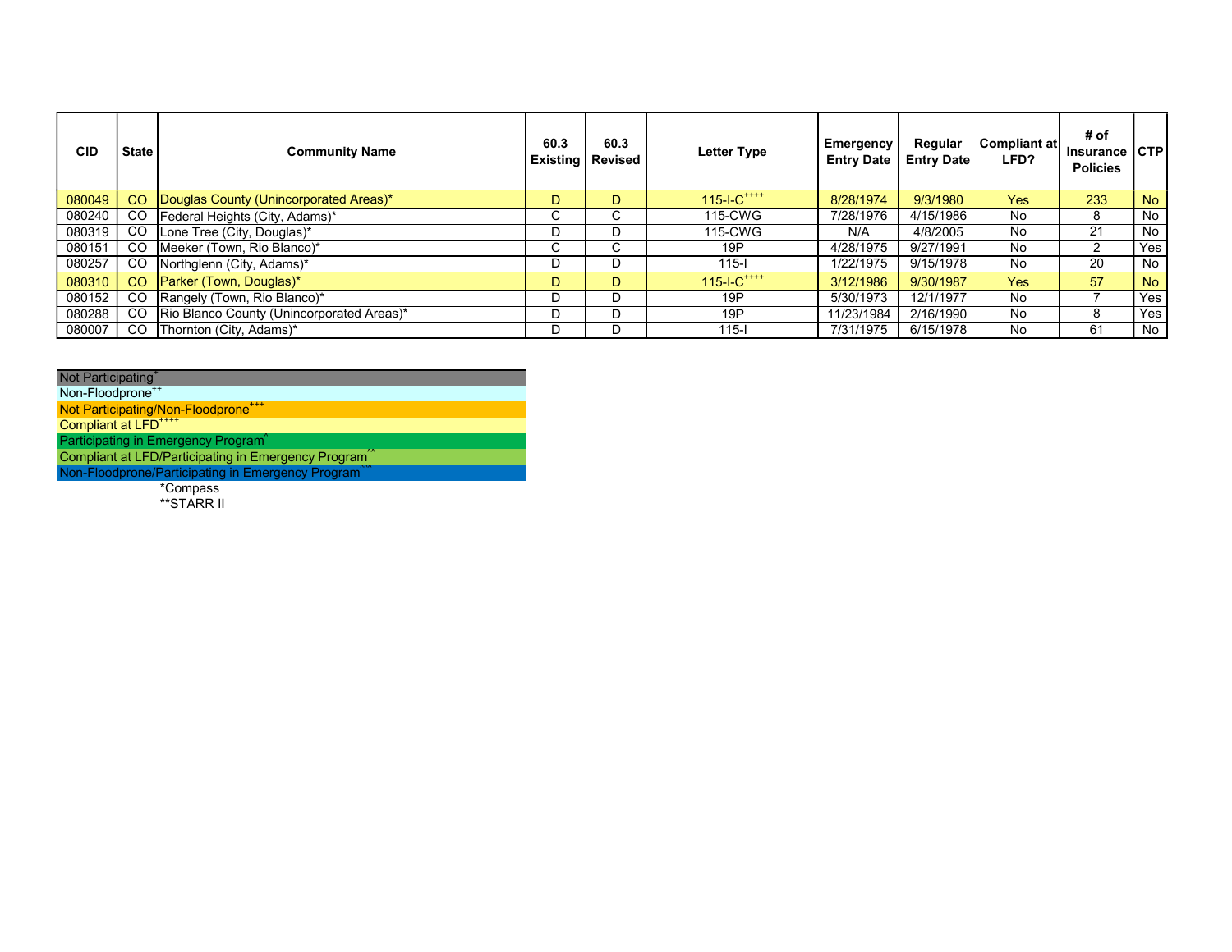| CID | State | Community Name | 60.3 Existing | 60.3 Revised | Letter Type | Emergency Entry Date | Regular Entry Date | Compliant at LFD? | # of Insurance Policies | CTP |
|---|---|---|---|---|---|---|---|---|---|---|
| 080049 | CO | Douglas County (Unincorporated Areas)* | D | D | 115-I-C++++ | 8/28/1974 | 9/3/1980 | Yes | 233 | No |
| 080240 | CO | Federal Heights (City, Adams)* | C | C | 115-CWG | 7/28/1976 | 4/15/1986 | No | 8 | No |
| 080319 | CO | Lone Tree (City, Douglas)* | D | D | 115-CWG | N/A | 4/8/2005 | No | 21 | No |
| 080151 | CO | Meeker (Town, Rio Blanco)* | C | C | 19P | 4/28/1975 | 9/27/1991 | No | 2 | Yes |
| 080257 | CO | Northglenn (City, Adams)* | D | D | 115-I | 1/22/1975 | 9/15/1978 | No | 20 | No |
| 080310 | CO | Parker (Town, Douglas)* | D | D | 115-I-C++++ | 3/12/1986 | 9/30/1987 | Yes | 57 | No |
| 080152 | CO | Rangely (Town, Rio Blanco)* | D | D | 19P | 5/30/1973 | 12/1/1977 | No | 7 | Yes |
| 080288 | CO | Rio Blanco County (Unincorporated Areas)* | D | D | 19P | 11/23/1984 | 2/16/1990 | No | 8 | Yes |
| 080007 | CO | Thornton (City, Adams)* | D | D | 115-I | 7/31/1975 | 6/15/1978 | No | 61 | No |

Not Participating+
Non-Floodprone++
Not Participating/Non-Floodprone+++
Compliant at LFD++++
Participating in Emergency Program^
Compliant at LFD/Participating in Emergency Program^^
Non-Floodprone/Participating in Emergency Program^^^

*Compass
**STARR II